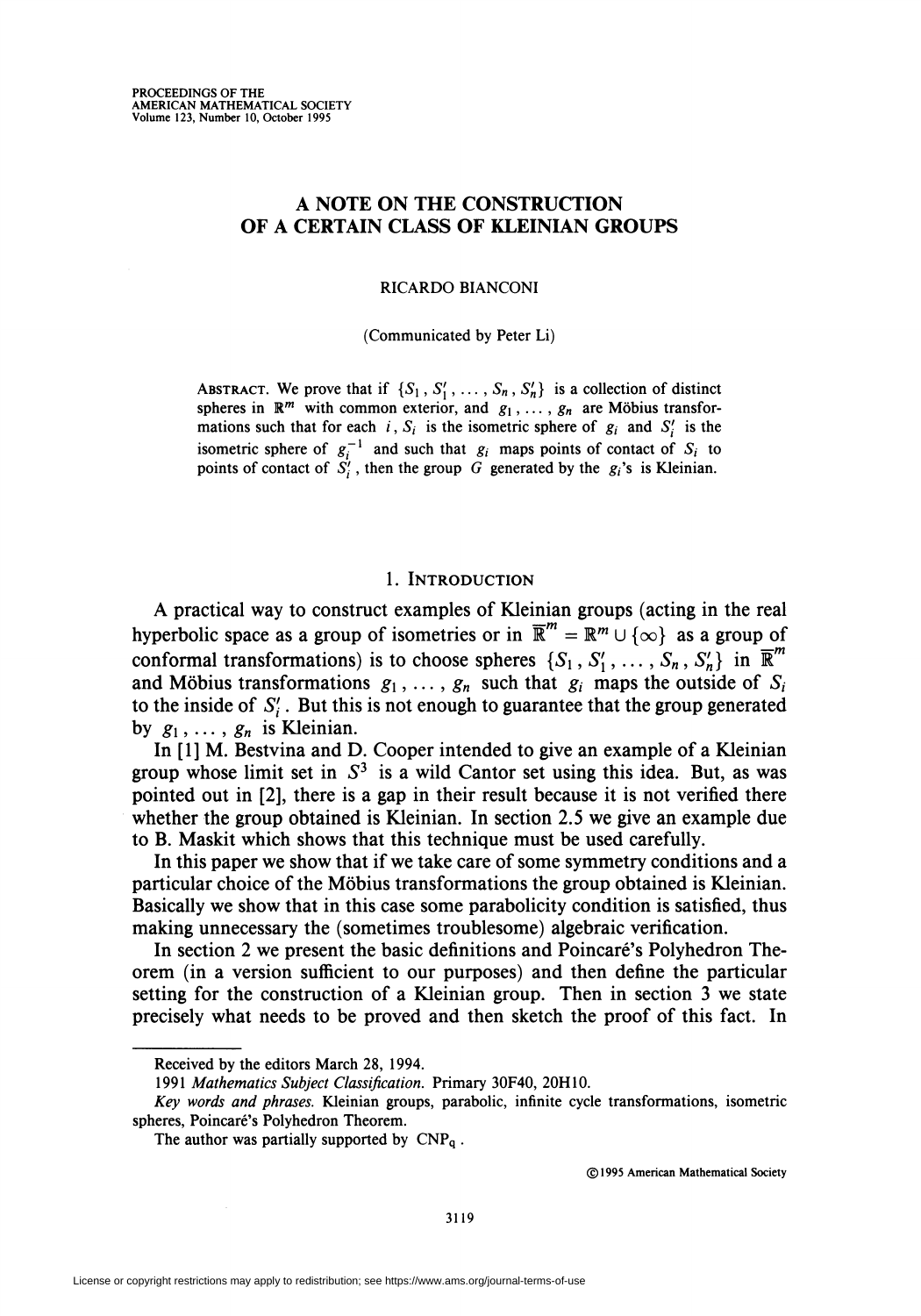# A NOTE ON THE CONSTRUCTION OF A CERTAIN CLASS OF KLEINIAN GROUPS

RICARDO BIANCONI

(Communicated by Peter Li)

ABSTRACT. We prove that if $\{S_1, S_1', \dots, S_n, S_n'\}$ is a collection of distinct spheres in $\mathbb{R}^m$ with common exterior, and $g_1, \dots, g_n$ are Möbius transformations such that for each $i$, $S_i$ is the isometric sphere of $g_i$ and $S_i'$ is the isometric sphere of $g_i^{-1}$ and such that $g_i$ maps points of contact of $S_i$ to points of contact of $S_i'$, then the group $G$ generated by the $g_i$'s is Kleinian.

## 1. INTRODUCTION

A practical way to construct examples of Kleinian groups (acting in the real hyperbolic space as a group of isometries or in $\overline{\mathbb{R}}^m = \mathbb{R}^m \cup \{\infty\}$ as a group of conformal transformations) is to choose spheres $\{S_1, S_1', \dots, S_n, S_n'\}$ in $\overline{\mathbb{R}}^m$ and Möbius transformations $g_1, \dots, g_n$ such that $g_i$ maps the outside of $S_i$ to the inside of $S_i'$. But this is not enough to guarantee that the group generated by $g_1, \dots, g_n$ is Kleinian.

In [1] M. Bestvina and D. Cooper intended to give an example of a Kleinian group whose limit set in $S^3$ is a wild Cantor set using this idea. But, as was pointed out in [2], there is a gap in their result because it is not verified there whether the group obtained is Kleinian. In section 2.5 we give an example due to B. Maskit which shows that this technique must be used carefully.

In this paper we show that if we take care of some symmetry conditions and a particular choice of the Möbius transformations the group obtained is Kleinian. Basically we show that in this case some parabolicity condition is satisfied, thus making unnecessary the (sometimes troublesome) algebraic verification.

In section 2 we present the basic definitions and Poincaré's Polyhedron Theorem (in a version sufficient to our purposes) and then define the particular setting for the construction of a Kleinian group. Then in section 3 we state precisely what needs to be proved and then sketch the proof of this fact. In

---

Received by the editors March 28, 1994.

1991 *Mathematics Subject Classification*. Primary 30F40, 20H10.

*Key words and phrases.* Kleinian groups, parabolic, infinite cycle transformations, isometric spheres, Poincaré's Polyhedron Theorem.

The author was partially supported by $\text{CNP}_q$.

©1995 American Mathematical Society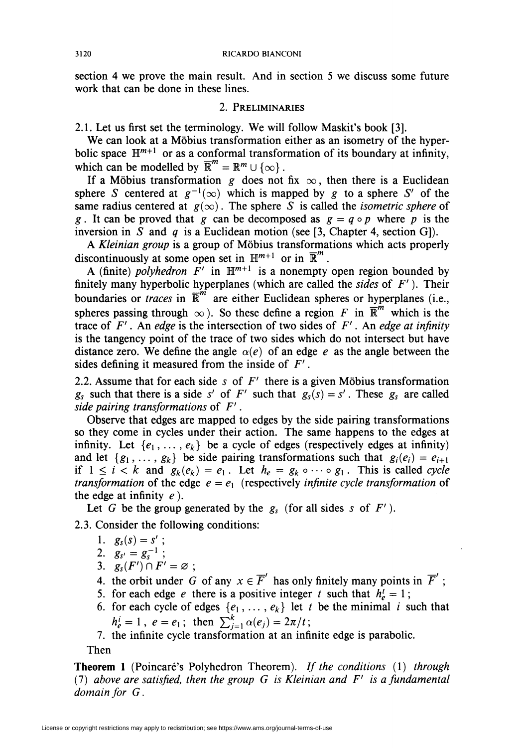section 4 we prove the main result. And in section 5 we discuss some future work that can be done in these lines.

## 2. Preliminaries

2.1. Let us first set the terminology. We will follow Maskit's book [3].

We can look at a Möbius transformation either as an isometry of the hyperbolic space $\mathbb{H}^{m+1}$ or as a conformal transformation of its boundary at infinity, which can be modelled by $\overline{\mathbb{R}}^m = \mathbb{R}^m \cup \{\infty\}$.

If a Möbius transformation $g$ does not fix $\infty$, then there is a Euclidean sphere $S$ centered at $g^{-1}(\infty)$ which is mapped by $g$ to a sphere $S'$ of the same radius centered at $g(\infty)$. The sphere $S$ is called the *isometric sphere* of $g$. It can be proved that $g$ can be decomposed as $g = q \circ p$ where $p$ is the inversion in $S$ and $q$ is a Euclidean motion (see [3, Chapter 4, section G]).

A *Kleinian group* is a group of Möbius transformations which acts properly discontinuously at some open set in $\mathbb{H}^{m+1}$ or in $\overline{\mathbb{R}}^m$.

A (finite) *polyhedron* $F'$ in $\mathbb{H}^{m+1}$ is a nonempty open region bounded by finitely many hyperbolic hyperplanes (which are called the *sides* of $F'$). Their boundaries or *traces* in $\overline{\mathbb{R}}^m$ are either Euclidean spheres or hyperplanes (i.e., spheres passing through $\infty$). So these define a region $F$ in $\overline{\mathbb{R}}^m$ which is the trace of $F'$. An *edge* is the intersection of two sides of $F'$. An *edge at infinity* is the tangency point of the trace of two sides which do not intersect but have distance zero. We define the angle $\alpha(e)$ of an edge $e$ as the angle between the sides defining it measured from the inside of $F'$.

2.2. Assume that for each side $s$ of $F'$ there is a given Möbius transformation $g_s$ such that there is a side $s'$ of $F'$ such that $g_s(s) = s'$. These $g_s$ are called *side pairing transformations* of $F'$.

Observe that edges are mapped to edges by the side pairing transformations so they come in cycles under their action. The same happens to the edges at infinity. Let $\{e_1, \dots, e_k\}$ be a cycle of edges (respectively edges at infinity) and let $\{g_1, \dots, g_k\}$ be side pairing transformations such that $g_i(e_i) = e_{i+1}$ if $1 \le i < k$ and $g_k(e_k) = e_1$. Let $h_e = g_k \circ \cdots \circ g_1$. This is called *cycle transformation* of the edge $e = e_1$ (respectively *infinite cycle transformation* of the edge at infinity $e$).

Let $G$ be the group generated by the $g_s$ (for all sides $s$ of $F'$).

2.3. Consider the following conditions:

1. $g_s(s) = s'$;
2. $g_{s'} = g_s^{-1}$;
3. $g_s(F') \cap F' = \varnothing$;
4. the orbit under $G$ of any $x \in \overline{F}'$ has only finitely many points in $\overline{F}'$;
5. for each edge $e$ there is a positive integer $t$ such that $h_e^t = 1$;
6. for each cycle of edges $\{e_1, \dots, e_k\}$ let $t$ be the minimal $i$ such that $h_e^i = 1$, $e = e_1$; then $\sum_{j=1}^{k} \alpha(e_j) = 2\pi/t$;
7. the infinite cycle transformation at an infinite edge is parabolic.

Then

**Theorem 1** (Poincaré's Polyhedron Theorem). *If the conditions* (1) *through* (7) *above are satisfied, then the group $G$ is Kleinian and $F'$ is a fundamental domain for $G$.*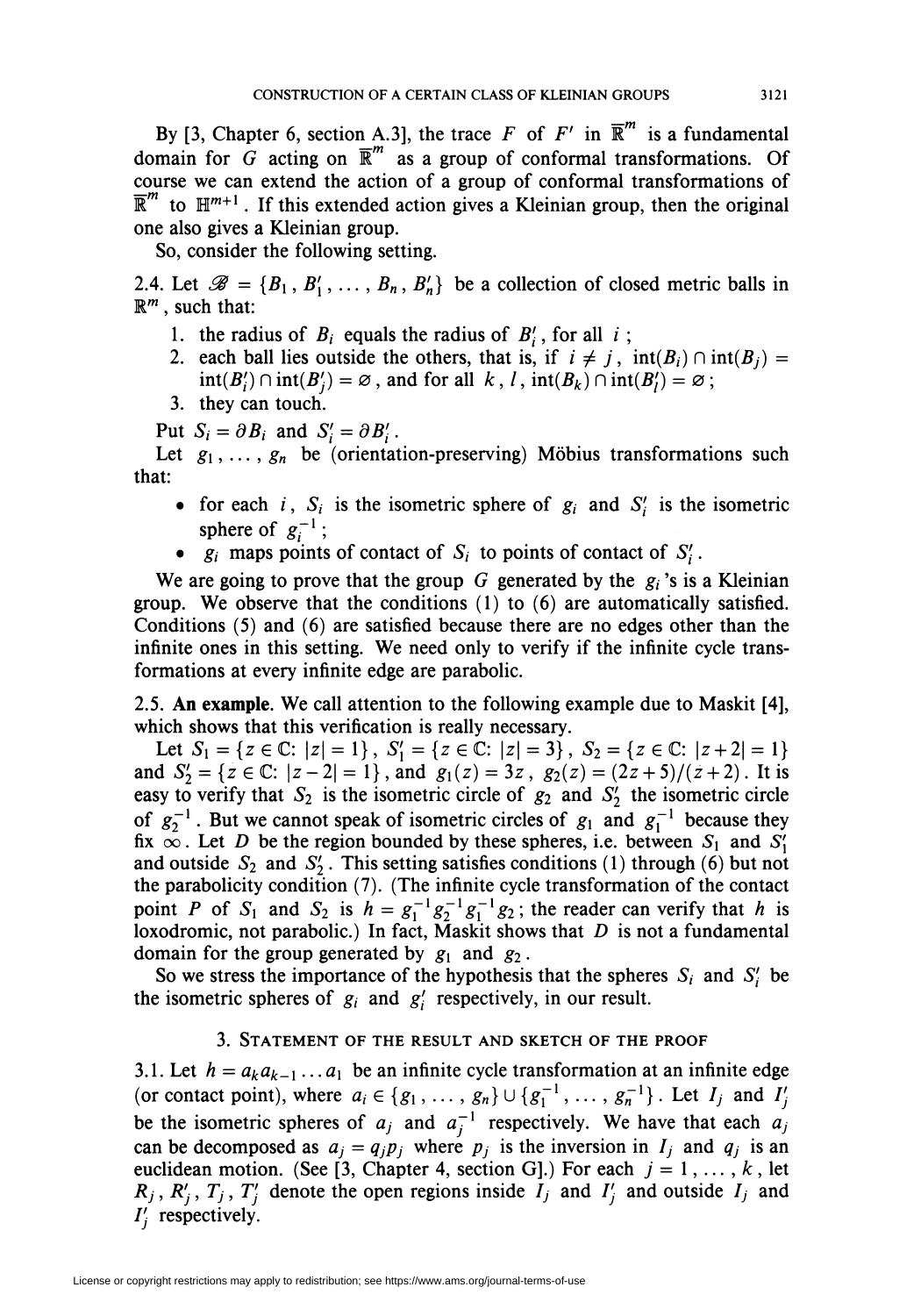By [3, Chapter 6, section A.3], the trace $F$ of $F'$ in $\overline{\mathbb{R}}^m$ is a fundamental domain for $G$ acting on $\overline{\mathbb{R}}^m$ as a group of conformal transformations. Of course we can extend the action of a group of conformal transformations of $\overline{\mathbb{R}}^m$ to $\mathbb{H}^{m+1}$. If this extended action gives a Kleinian group, then the original one also gives a Kleinian group.

So, consider the following setting.

2.4. Let $\mathscr{B} = \{B_1, B_1', \ldots, B_n, B_n'\}$ be a collection of closed metric balls in $\mathbb{R}^m$, such that:

1. the radius of $B_i$ equals the radius of $B_i'$, for all $i$;
2. each ball lies outside the others, that is, if $i \neq j$, $\operatorname{int}(B_i) \cap \operatorname{int}(B_j) = \operatorname{int}(B_i') \cap \operatorname{int}(B_j') = \varnothing$, and for all $k$, $l$, $\operatorname{int}(B_k) \cap \operatorname{int}(B_l') = \varnothing$;
3. they can touch.

Put $S_i = \partial B_i$ and $S_i' = \partial B_i'$.

Let $g_1, \ldots, g_n$ be (orientation-preserving) Möbius transformations such that:

- for each $i$, $S_i$ is the isometric sphere of $g_i$ and $S_i'$ is the isometric sphere of $g_i^{-1}$;
- $g_i$ maps points of contact of $S_i$ to points of contact of $S_i'$.

We are going to prove that the group $G$ generated by the $g_i$'s is a Kleinian group. We observe that the conditions (1) to (6) are automatically satisfied. Conditions (5) and (6) are satisfied because there are no edges other than the infinite ones in this setting. We need only to verify if the infinite cycle transformations at every infinite edge are parabolic.

2.5. **An example**. We call attention to the following example due to Maskit [4], which shows that this verification is really necessary.

Let $S_1 = \{z \in \mathbb{C}\colon |z| = 1\}$, $S_1' = \{z \in \mathbb{C}\colon |z| = 3\}$, $S_2 = \{z \in \mathbb{C}\colon |z+2| = 1\}$ and $S_2' = \{z \in \mathbb{C}\colon |z-2| = 1\}$, and $g_1(z) = 3z$, $g_2(z) = (2z+5)/(z+2)$. It is easy to verify that $S_2$ is the isometric circle of $g_2$ and $S_2'$ the isometric circle of $g_2^{-1}$. But we cannot speak of isometric circles of $g_1$ and $g_1^{-1}$ because they fix $\infty$. Let $D$ be the region bounded by these spheres, i.e. between $S_1$ and $S_1'$ and outside $S_2$ and $S_2'$. This setting satisfies conditions (1) through (6) but not the parabolicity condition (7). (The infinite cycle transformation of the contact point $P$ of $S_1$ and $S_2$ is $h = g_1^{-1} g_2^{-1} g_1^{-1} g_2$; the reader can verify that $h$ is loxodromic, not parabolic.) In fact, Maskit shows that $D$ is not a fundamental domain for the group generated by $g_1$ and $g_2$.

So we stress the importance of the hypothesis that the spheres $S_i$ and $S_i'$ be the isometric spheres of $g_i$ and $g_i'$ respectively, in our result.

## 3. Statement of the result and sketch of the proof

3.1. Let $h = a_k a_{k-1} \ldots a_1$ be an infinite cycle transformation at an infinite edge (or contact point), where $a_i \in \{g_1, \ldots, g_n\} \cup \{g_1^{-1}, \ldots, g_n^{-1}\}$. Let $I_j$ and $I_j'$ be the isometric spheres of $a_j$ and $a_j^{-1}$ respectively. We have that each $a_j$ can be decomposed as $a_j = q_j p_j$ where $p_j$ is the inversion in $I_j$ and $q_j$ is an euclidean motion. (See [3, Chapter 4, section G].) For each $j = 1, \ldots, k$, let $R_j$, $R_j'$, $T_j$, $T_j'$ denote the open regions inside $I_j$ and $I_j'$ and outside $I_j$ and $I_j'$ respectively.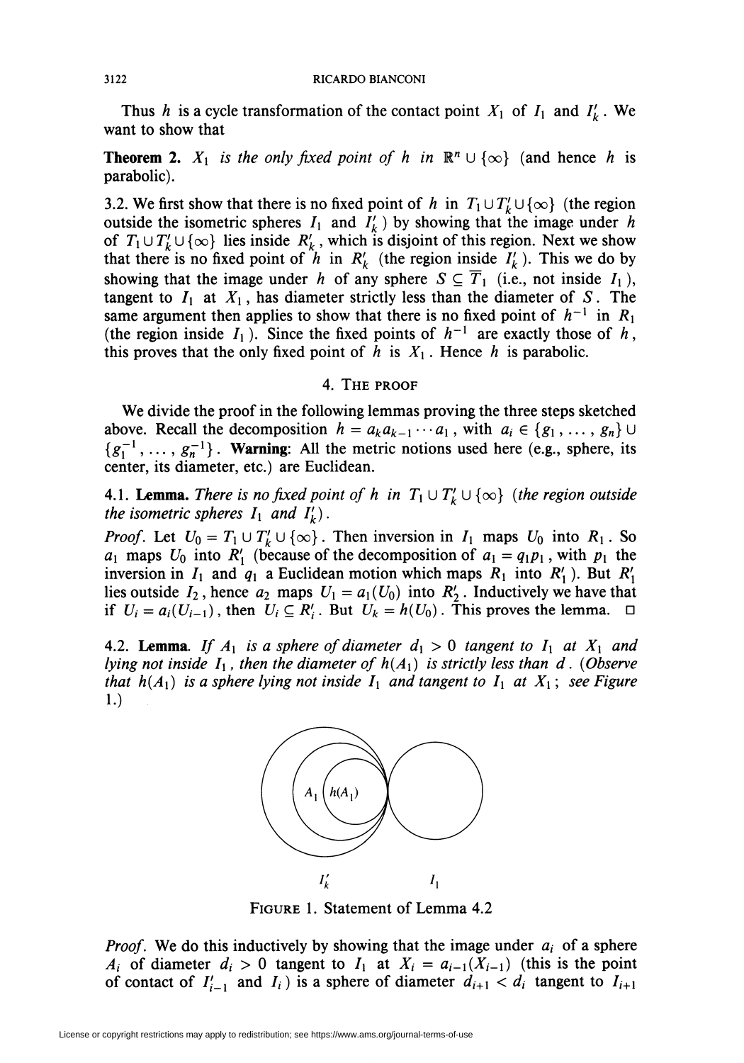Thus $h$ is a cycle transformation of the contact point $X_1$ of $I_1$ and $I'_k$. We want to show that

**Theorem 2.** *$X_1$ is the only fixed point of $h$ in $\mathbb{R}^n \cup \{\infty\}$ (and hence $h$ is parabolic).*

3.2. We first show that there is no fixed point of $h$ in $T_1 \cup T'_k \cup \{\infty\}$ (the region outside the isometric spheres $I_1$ and $I'_k$) by showing that the image under $h$ of $T_1 \cup T'_k \cup \{\infty\}$ lies inside $R'_k$, which is disjoint of this region. Next we show that there is no fixed point of $h$ in $R'_k$ (the region inside $I'_k$). This we do by showing that the image under $h$ of any sphere $S \subseteq \overline{T}_1$ (i.e., not inside $I_1$), tangent to $I_1$ at $X_1$, has diameter strictly less than the diameter of $S$. The same argument then applies to show that there is no fixed point of $h^{-1}$ in $R_1$ (the region inside $I_1$). Since the fixed points of $h^{-1}$ are exactly those of $h$, this proves that the only fixed point of $h$ is $X_1$. Hence $h$ is parabolic.

## 4. The proof

We divide the proof in the following lemmas proving the three steps sketched above. Recall the decomposition $h = a_k a_{k-1} \cdots a_1$, with $a_i \in \{g_1, \dots, g_n\} \cup \{g_1^{-1}, \dots, g_n^{-1}\}$. **Warning**: All the metric notions used here (e.g., sphere, its center, its diameter, etc.) are Euclidean.

4.1. **Lemma.** *There is no fixed point of $h$ in $T_1 \cup T'_k \cup \{\infty\}$ (the region outside the isometric spheres $I_1$ and $I'_k$).*

*Proof.* Let $U_0 = T_1 \cup T'_k \cup \{\infty\}$. Then inversion in $I_1$ maps $U_0$ into $R_1$. So $a_1$ maps $U_0$ into $R'_1$ (because of the decomposition of $a_1 = q_1 p_1$, with $p_1$ the inversion in $I_1$ and $q_1$ a Euclidean motion which maps $R_1$ into $R'_1$). But $R'_1$ lies outside $I_2$, hence $a_2$ maps $U_1 = a_1(U_0)$ into $R'_2$. Inductively we have that if $U_i = a_i(U_{i-1})$, then $U_i \subseteq R'_i$. But $U_k = h(U_0)$. This proves the lemma. □

4.2. **Lemma**. *If $A_1$ is a sphere of diameter $d_1 > 0$ tangent to $I_1$ at $X_1$ and lying not inside $I_1$, then the diameter of $h(A_1)$ is strictly less than $d$. (Observe that $h(A_1)$ is a sphere lying not inside $I_1$ and tangent to $I_1$ at $X_1$; see Figure 1.)*

FIGURE 1. Statement of Lemma 4.2

*Proof.* We do this inductively by showing that the image under $a_i$ of a sphere $A_i$ of diameter $d_i > 0$ tangent to $I_1$ at $X_i = a_{i-1}(X_{i-1})$ (this is the point of contact of $I'_{i-1}$ and $I_i$) is a sphere of diameter $d_{i+1} < d_i$ tangent to $I_{i+1}$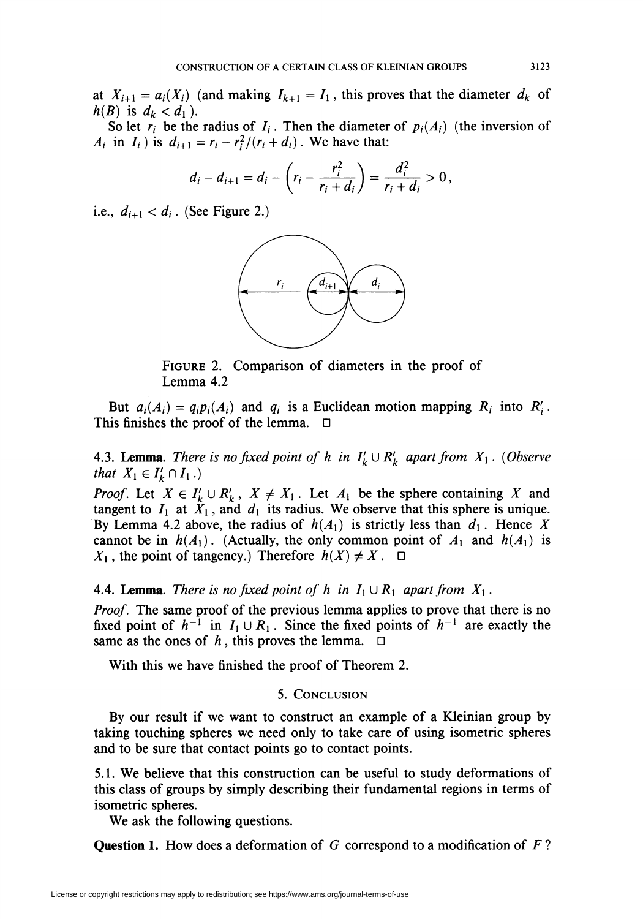at $X_{i+1} = a_i(X_i)$ (and making $I_{k+1} = I_1$, this proves that the diameter $d_k$ of $h(B)$ is $d_k < d_1$).

So let $r_i$ be the radius of $I_i$. Then the diameter of $p_i(A_i)$ (the inversion of $A_i$ in $I_i$) is $d_{i+1} = r_i - r_i^2/(r_i + d_i)$. We have that:

$$d_i - d_{i+1} = d_i - \left(r_i - \frac{r_i^2}{r_i + d_i}\right) = \frac{d_i^2}{r_i + d_i} > 0,$$

i.e., $d_{i+1} < d_i$. (See Figure 2.)

FIGURE 2. Comparison of diameters in the proof of Lemma 4.2

But $a_i(A_i) = q_i p_i(A_i)$ and $q_i$ is a Euclidean motion mapping $R_i$ into $R'_i$. This finishes the proof of the lemma. □

**4.3. Lemma.** *There is no fixed point of $h$ in $I'_k \cup R'_k$ apart from $X_1$. (Observe that $X_1 \in I'_k \cap I_1$.)*

*Proof.* Let $X \in I'_k \cup R'_k$, $X \neq X_1$. Let $A_1$ be the sphere containing $X$ and tangent to $I_1$ at $X_1$, and $d_1$ its radius. We observe that this sphere is unique. By Lemma 4.2 above, the radius of $h(A_1)$ is strictly less than $d_1$. Hence $X$ cannot be in $h(A_1)$. (Actually, the only common point of $A_1$ and $h(A_1)$ is $X_1$, the point of tangency.) Therefore $h(X) \neq X$. □

**4.4. Lemma.** *There is no fixed point of $h$ in $I_1 \cup R_1$ apart from $X_1$.*

*Proof.* The same proof of the previous lemma applies to prove that there is no fixed point of $h^{-1}$ in $I_1 \cup R_1$. Since the fixed points of $h^{-1}$ are exactly the same as the ones of $h$, this proves the lemma. □

With this we have finished the proof of Theorem 2.

## 5. CONCLUSION

By our result if we want to construct an example of a Kleinian group by taking touching spheres we need only to take care of using isometric spheres and to be sure that contact points go to contact points.

5.1. We believe that this construction can be useful to study deformations of this class of groups by simply describing their fundamental regions in terms of isometric spheres.

We ask the following questions.

**Question 1.** How does a deformation of $G$ correspond to a modification of $F$?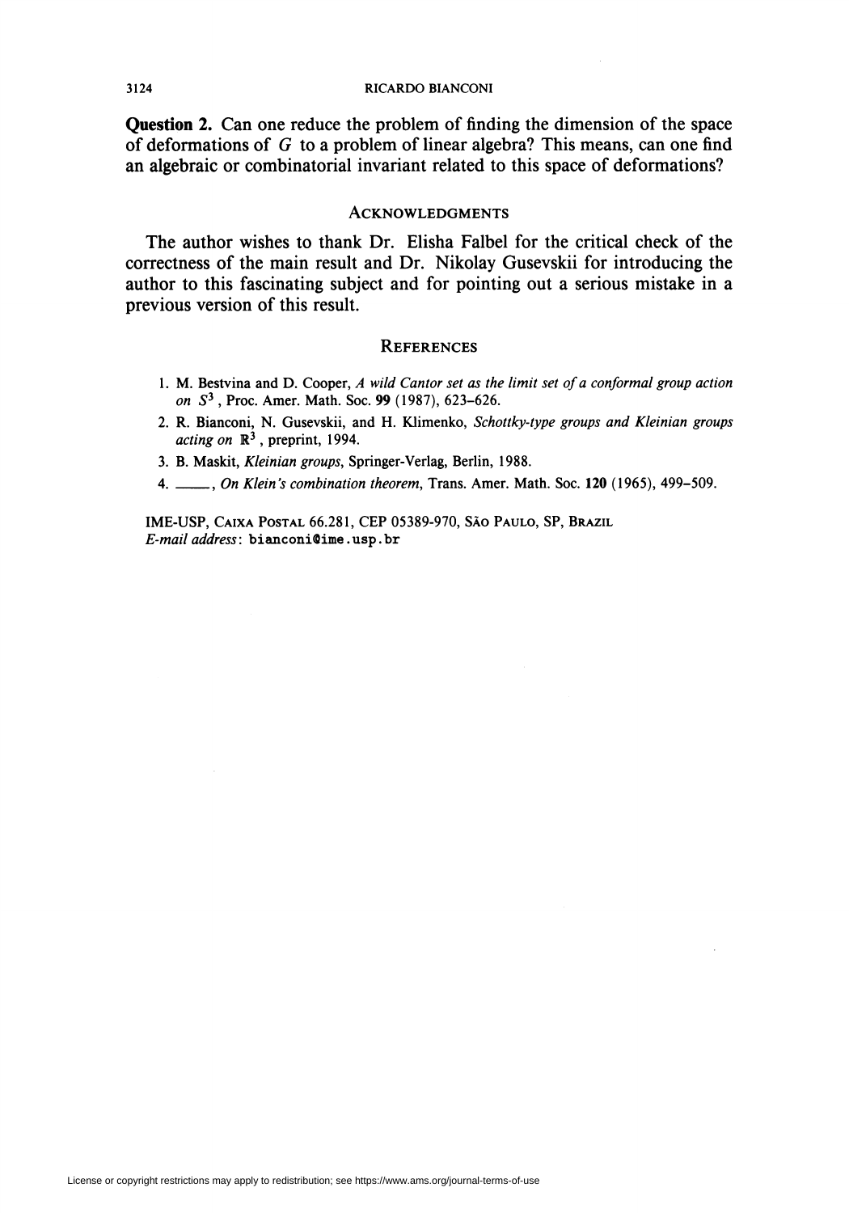**Question 2.** Can one reduce the problem of finding the dimension of the space of deformations of $G$ to a problem of linear algebra? This means, can one find an algebraic or combinatorial invariant related to this space of deformations?

## Acknowledgments

The author wishes to thank Dr. Elisha Falbel for the critical check of the correctness of the main result and Dr. Nikolay Gusevskii for introducing the author to this fascinating subject and for pointing out a serious mistake in a previous version of this result.

## References

1. M. Bestvina and D. Cooper, *A wild Cantor set as the limit set of a conformal group action on* $S^3$, Proc. Amer. Math. Soc. **99** (1987), 623–626.
2. R. Bianconi, N. Gusevskii, and H. Klimenko, *Schottky-type groups and Kleinian groups acting on* $\mathbb{R}^3$, preprint, 1994.
3. B. Maskit, *Kleinian groups*, Springer-Verlag, Berlin, 1988.
4. ——, *On Klein's combination theorem*, Trans. Amer. Math. Soc. **120** (1965), 499–509.

IME-USP, Caixa Postal 66.281, CEP 05389-970, São Paulo, SP, Brazil
*E-mail address*: `bianconi@ime.usp.br`